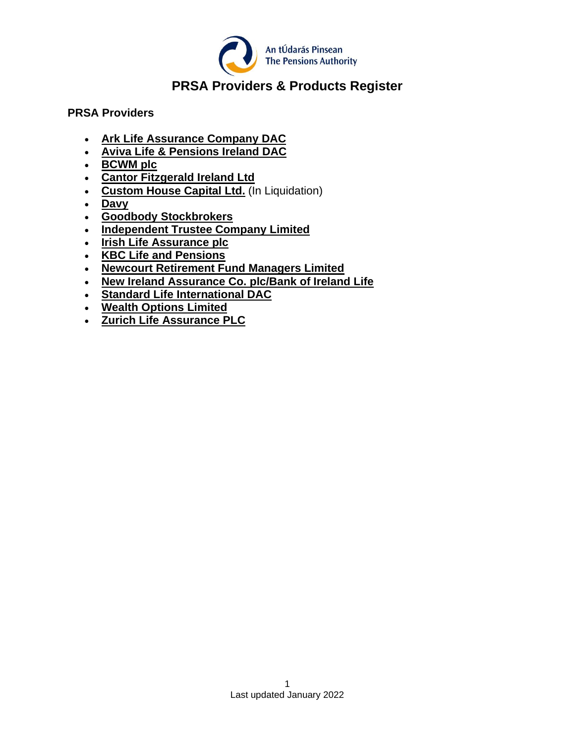An tÚdarás Pinsean
The Pensions Authority

# PRSA Providers & Products Register

## PRSA Providers

- **Ark Life Assurance Company DAC**
- **Aviva Life & Pensions Ireland DAC**
- **BCWM plc**
- **Cantor Fitzgerald Ireland Ltd**
- **Custom House Capital Ltd.** (In Liquidation)
- **Davy**
- **Goodbody Stockbrokers**
- **Independent Trustee Company Limited**
- **Irish Life Assurance plc**
- **KBC Life and Pensions**
- **Newcourt Retirement Fund Managers Limited**
- **New Ireland Assurance Co. plc/Bank of Ireland Life**
- **Standard Life International DAC**
- **Wealth Options Limited**
- **Zurich Life Assurance PLC**

Last updated January 2022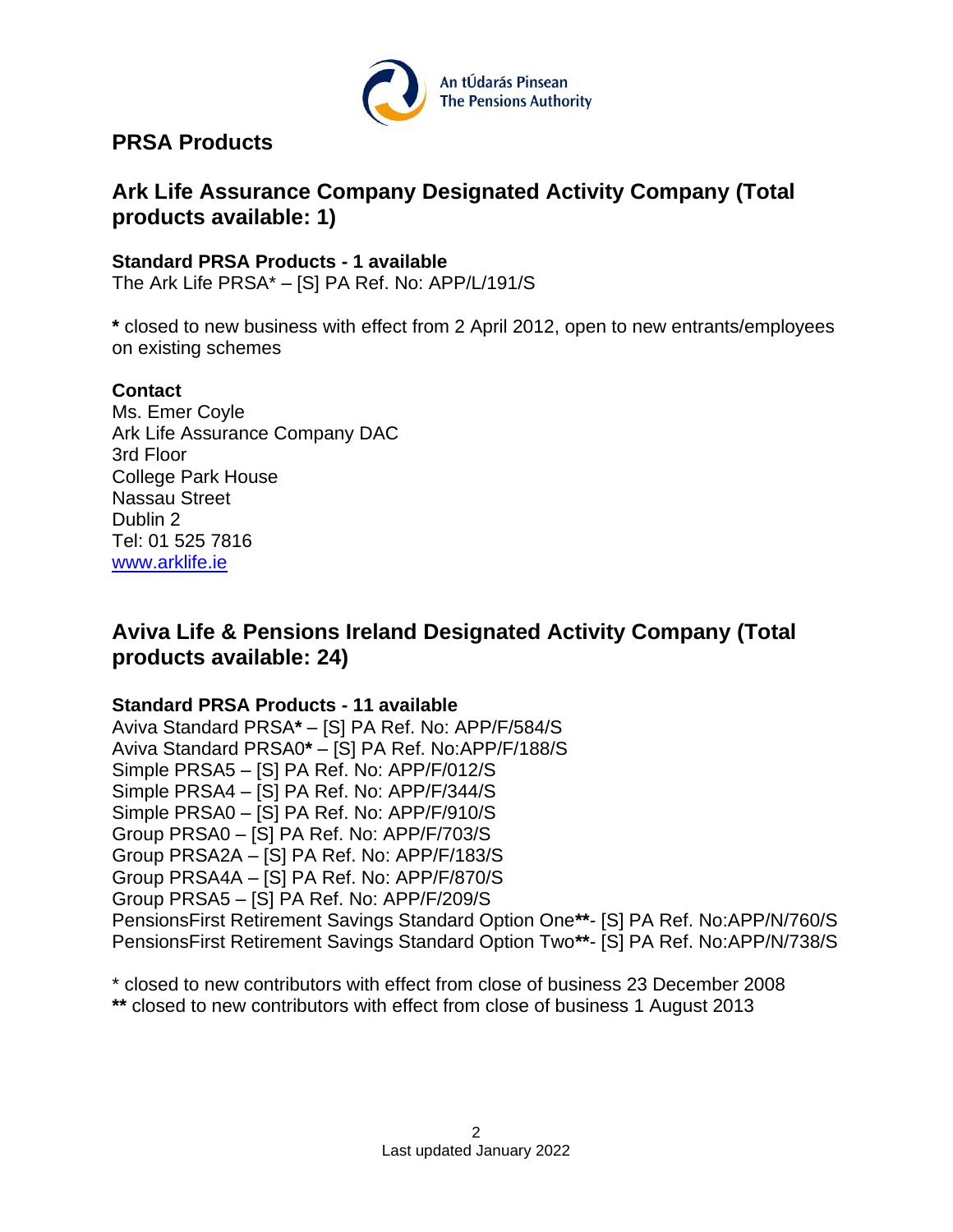## PRSA Products

## Ark Life Assurance Company Designated Activity Company (Total products available: 1)

**Standard PRSA Products - 1 available**
The Ark Life PRSA* – [S] PA Ref. No: APP/L/191/S

**\*** closed to new business with effect from 2 April 2012, open to new entrants/employees on existing schemes

**Contact**
Ms. Emer Coyle
Ark Life Assurance Company DAC
3rd Floor
College Park House
Nassau Street
Dublin 2
Tel: 01 525 7816
[www.arklife.ie](http://www.arklife.ie)

## Aviva Life & Pensions Ireland Designated Activity Company (Total products available: 24)

**Standard PRSA Products - 11 available**
Aviva Standard PRSA**\*** – [S] PA Ref. No: APP/F/584/S
Aviva Standard PRSA0**\*** – [S] PA Ref. No:APP/F/188/S
Simple PRSA5 – [S] PA Ref. No: APP/F/012/S
Simple PRSA4 – [S] PA Ref. No: APP/F/344/S
Simple PRSA0 – [S] PA Ref. No: APP/F/910/S
Group PRSA0 – [S] PA Ref. No: APP/F/703/S
Group PRSA2A – [S] PA Ref. No: APP/F/183/S
Group PRSA4A – [S] PA Ref. No: APP/F/870/S
Group PRSA5 – [S] PA Ref. No: APP/F/209/S
PensionsFirst Retirement Savings Standard Option One**\*\***- [S] PA Ref. No:APP/N/760/S
PensionsFirst Retirement Savings Standard Option Two**\*\***- [S] PA Ref. No:APP/N/738/S

\* closed to new contributors with effect from close of business 23 December 2008
**\*\*** closed to new contributors with effect from close of business 1 August 2013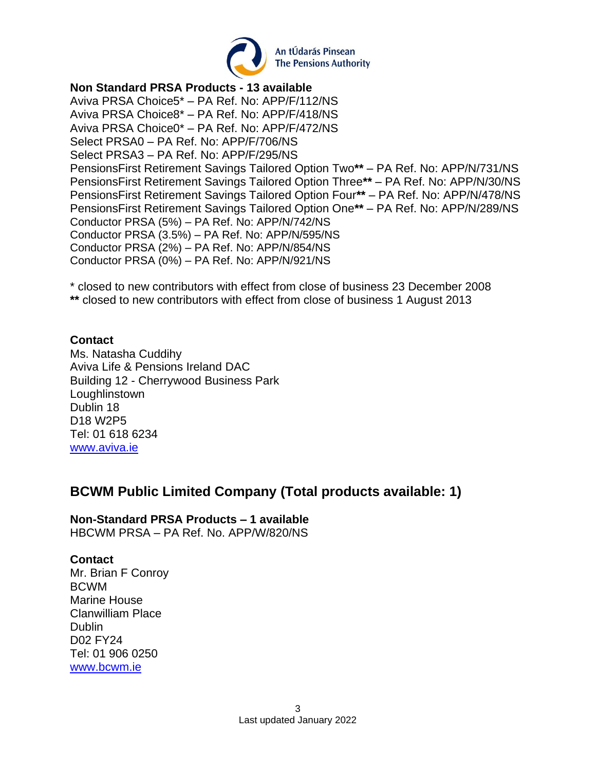**Non Standard PRSA Products - 13 available**
Aviva PRSA Choice5* – PA Ref. No: APP/F/112/NS
Aviva PRSA Choice8* – PA Ref. No: APP/F/418/NS
Aviva PRSA Choice0* – PA Ref. No: APP/F/472/NS
Select PRSA0 – PA Ref. No: APP/F/706/NS
Select PRSA3 – PA Ref. No: APP/F/295/NS
PensionsFirst Retirement Savings Tailored Option Two** – PA Ref. No: APP/N/731/NS
PensionsFirst Retirement Savings Tailored Option Three** – PA Ref. No: APP/N/30/NS
PensionsFirst Retirement Savings Tailored Option Four** – PA Ref. No: APP/N/478/NS
PensionsFirst Retirement Savings Tailored Option One** – PA Ref. No: APP/N/289/NS
Conductor PRSA (5%) – PA Ref. No: APP/N/742/NS
Conductor PRSA (3.5%) – PA Ref. No: APP/N/595/NS
Conductor PRSA (2%) – PA Ref. No: APP/N/854/NS
Conductor PRSA (0%) – PA Ref. No: APP/N/921/NS

* closed to new contributors with effect from close of business 23 December 2008
** closed to new contributors with effect from close of business 1 August 2013

**Contact**
Ms. Natasha Cuddihy
Aviva Life & Pensions Ireland DAC
Building 12 - Cherrywood Business Park
Loughlinstown
Dublin 18
D18 W2P5
Tel: 01 618 6234
www.aviva.ie

## BCWM Public Limited Company (Total products available: 1)

**Non-Standard PRSA Products – 1 available**
HBCWM PRSA – PA Ref. No. APP/W/820/NS

**Contact**
Mr. Brian F Conroy
BCWM
Marine House
Clanwilliam Place
Dublin
D02 FY24
Tel: 01 906 0250
www.bcwm.ie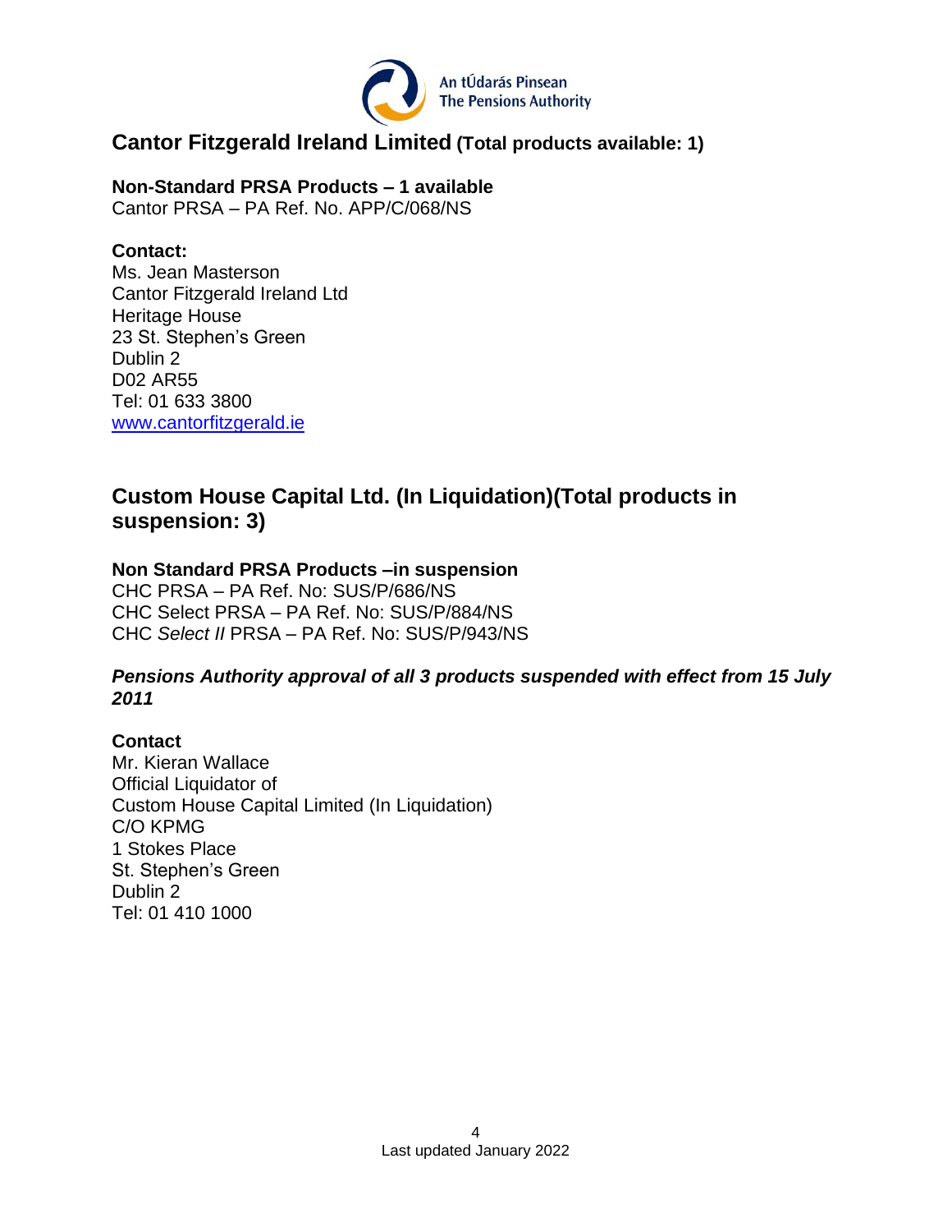## Cantor Fitzgerald Ireland Limited (Total products available: 1)

**Non-Standard PRSA Products – 1 available**
Cantor PRSA – PA Ref. No. APP/C/068/NS

**Contact:**
Ms. Jean Masterson
Cantor Fitzgerald Ireland Ltd
Heritage House
23 St. Stephen's Green
Dublin 2
D02 AR55
Tel: 01 633 3800
www.cantorfitzgerald.ie

## Custom House Capital Ltd. (In Liquidation)(Total products in suspension: 3)

**Non Standard PRSA Products –in suspension**
CHC PRSA – PA Ref. No: SUS/P/686/NS
CHC Select PRSA – PA Ref. No: SUS/P/884/NS
CHC *Select II* PRSA – PA Ref. No: SUS/P/943/NS

***Pensions Authority approval of all 3 products suspended with effect from 15 July 2011***

**Contact**
Mr. Kieran Wallace
Official Liquidator of
Custom House Capital Limited (In Liquidation)
C/O KPMG
1 Stokes Place
St. Stephen's Green
Dublin 2
Tel: 01 410 1000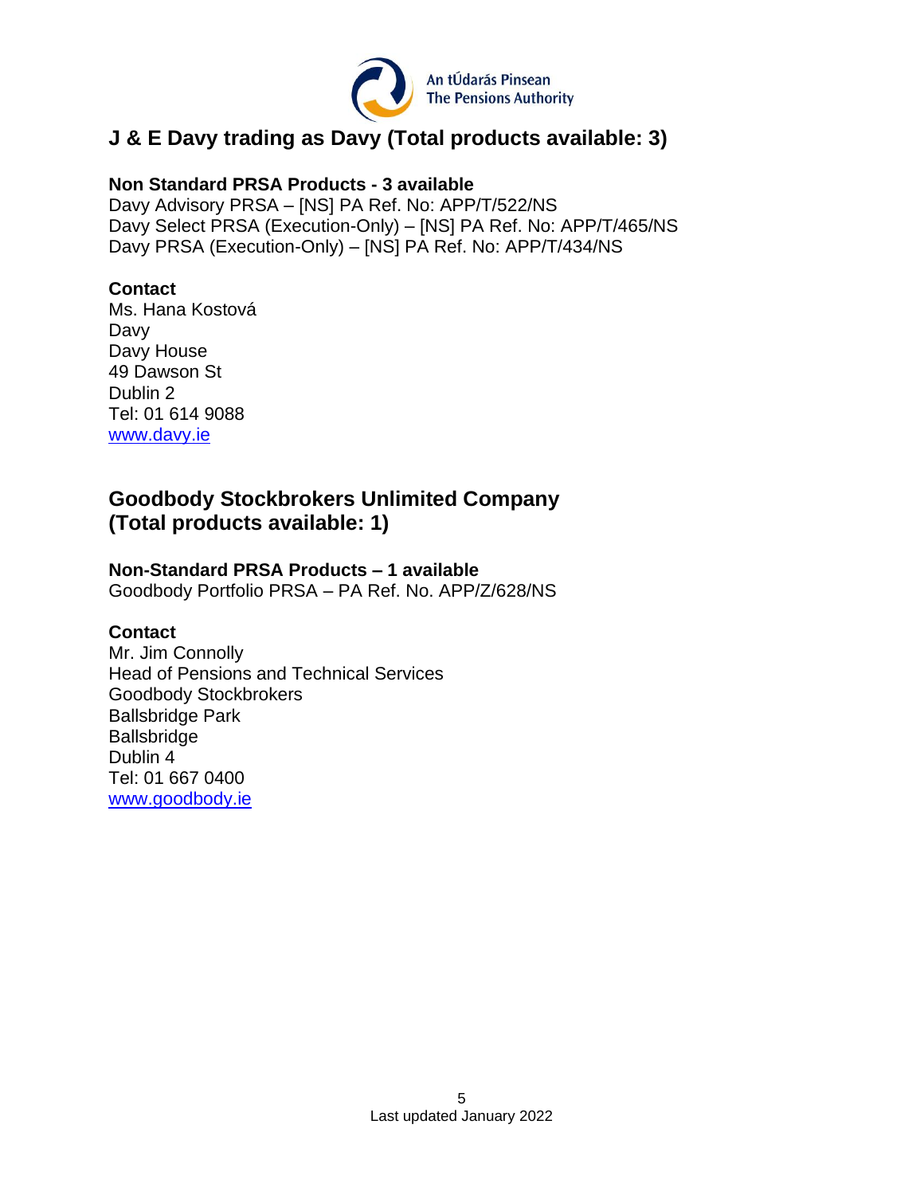## J & E Davy trading as Davy (Total products available: 3)

**Non Standard PRSA Products - 3 available**

Davy Advisory PRSA – [NS] PA Ref. No: APP/T/522/NS
Davy Select PRSA (Execution-Only) – [NS] PA Ref. No: APP/T/465/NS
Davy PRSA (Execution-Only) – [NS] PA Ref. No: APP/T/434/NS

**Contact**

Ms. Hana Kostová
Davy
Davy House
49 Dawson St
Dublin 2
Tel: 01 614 9088
[www.davy.ie](http://www.davy.ie)

## Goodbody Stockbrokers Unlimited Company (Total products available: 1)

**Non-Standard PRSA Products – 1 available**

Goodbody Portfolio PRSA – PA Ref. No. APP/Z/628/NS

**Contact**

Mr. Jim Connolly
Head of Pensions and Technical Services
Goodbody Stockbrokers
Ballsbridge Park
Ballsbridge
Dublin 4
Tel: 01 667 0400
[www.goodbody.ie](http://www.goodbody.ie)

Last updated January 2022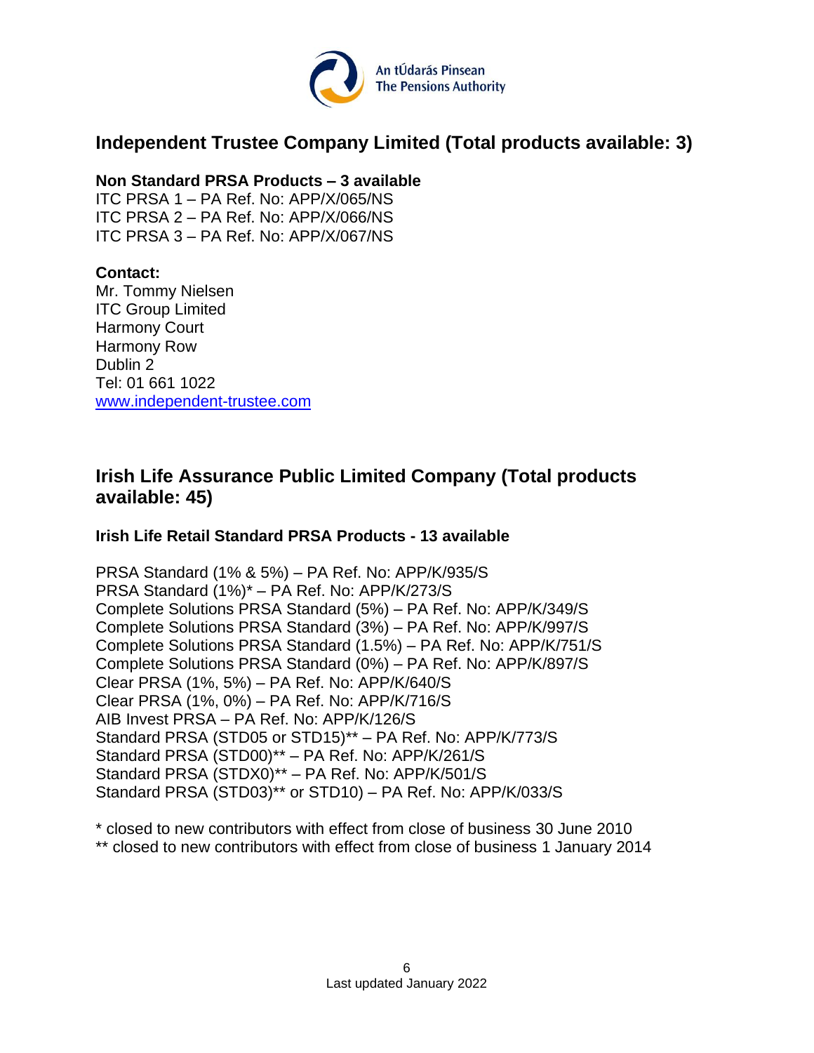## Independent Trustee Company Limited (Total products available: 3)

**Non Standard PRSA Products – 3 available**

ITC PRSA 1 – PA Ref. No: APP/X/065/NS
ITC PRSA 2 – PA Ref. No: APP/X/066/NS
ITC PRSA 3 – PA Ref. No: APP/X/067/NS

**Contact:**

Mr. Tommy Nielsen
ITC Group Limited
Harmony Court
Harmony Row
Dublin 2
Tel: 01 661 1022
[www.independent-trustee.com](http://www.independent-trustee.com)

## Irish Life Assurance Public Limited Company (Total products available: 45)

**Irish Life Retail Standard PRSA Products - 13 available**

PRSA Standard (1% & 5%) – PA Ref. No: APP/K/935/S
PRSA Standard (1%)* – PA Ref. No: APP/K/273/S
Complete Solutions PRSA Standard (5%) – PA Ref. No: APP/K/349/S
Complete Solutions PRSA Standard (3%) – PA Ref. No: APP/K/997/S
Complete Solutions PRSA Standard (1.5%) – PA Ref. No: APP/K/751/S
Complete Solutions PRSA Standard (0%) – PA Ref. No: APP/K/897/S
Clear PRSA (1%, 5%) – PA Ref. No: APP/K/640/S
Clear PRSA (1%, 0%) – PA Ref. No: APP/K/716/S
AIB Invest PRSA – PA Ref. No: APP/K/126/S
Standard PRSA (STD05 or STD15)** – PA Ref. No: APP/K/773/S
Standard PRSA (STD00)** – PA Ref. No: APP/K/261/S
Standard PRSA (STDX0)** – PA Ref. No: APP/K/501/S
Standard PRSA (STD03)** or STD10) – PA Ref. No: APP/K/033/S

* closed to new contributors with effect from close of business 30 June 2010
** closed to new contributors with effect from close of business 1 January 2014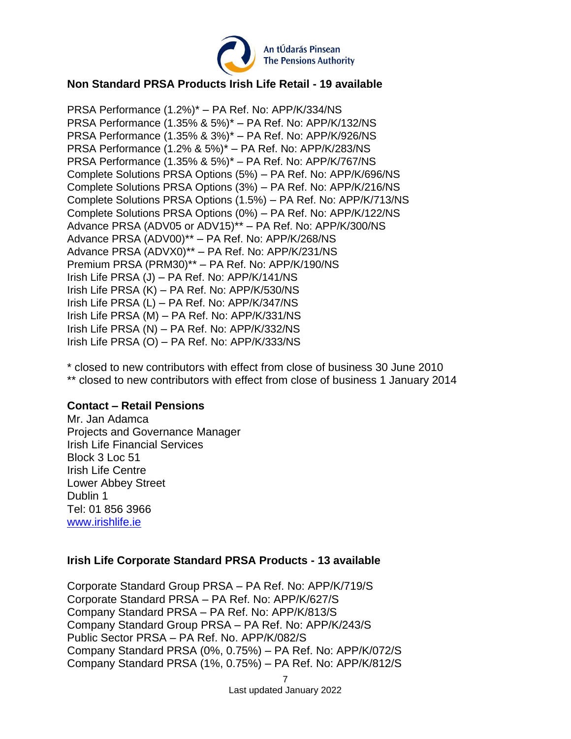### Non Standard PRSA Products Irish Life Retail - 19 available

PRSA Performance (1.2%)* – PA Ref. No: APP/K/334/NS
PRSA Performance (1.35% & 5%)* – PA Ref. No: APP/K/132/NS
PRSA Performance (1.35% & 3%)* – PA Ref. No: APP/K/926/NS
PRSA Performance (1.2% & 5%)* – PA Ref. No: APP/K/283/NS
PRSA Performance (1.35% & 5%)* – PA Ref. No: APP/K/767/NS
Complete Solutions PRSA Options (5%) – PA Ref. No: APP/K/696/NS
Complete Solutions PRSA Options (3%) – PA Ref. No: APP/K/216/NS
Complete Solutions PRSA Options (1.5%) – PA Ref. No: APP/K/713/NS
Complete Solutions PRSA Options (0%) – PA Ref. No: APP/K/122/NS
Advance PRSA (ADV05 or ADV15)** – PA Ref. No: APP/K/300/NS
Advance PRSA (ADV00)** – PA Ref. No: APP/K/268/NS
Advance PRSA (ADVX0)** – PA Ref. No: APP/K/231/NS
Premium PRSA (PRM30)** – PA Ref. No: APP/K/190/NS
Irish Life PRSA (J) – PA Ref. No: APP/K/141/NS
Irish Life PRSA (K) – PA Ref. No: APP/K/530/NS
Irish Life PRSA (L) – PA Ref. No: APP/K/347/NS
Irish Life PRSA (M) – PA Ref. No: APP/K/331/NS
Irish Life PRSA (N) – PA Ref. No: APP/K/332/NS
Irish Life PRSA (O) – PA Ref. No: APP/K/333/NS

* closed to new contributors with effect from close of business 30 June 2010
** closed to new contributors with effect from close of business 1 January 2014

**Contact – Retail Pensions**
Mr. Jan Adamca
Projects and Governance Manager
Irish Life Financial Services
Block 3 Loc 51
Irish Life Centre
Lower Abbey Street
Dublin 1
Tel: 01 856 3966
www.irishlife.ie

### Irish Life Corporate Standard PRSA Products - 13 available

Corporate Standard Group PRSA – PA Ref. No: APP/K/719/S
Corporate Standard PRSA – PA Ref. No: APP/K/627/S
Company Standard PRSA – PA Ref. No: APP/K/813/S
Company Standard Group PRSA – PA Ref. No: APP/K/243/S
Public Sector PRSA – PA Ref. No. APP/K/082/S
Company Standard PRSA (0%, 0.75%) – PA Ref. No: APP/K/072/S
Company Standard PRSA (1%, 0.75%) – PA Ref. No: APP/K/812/S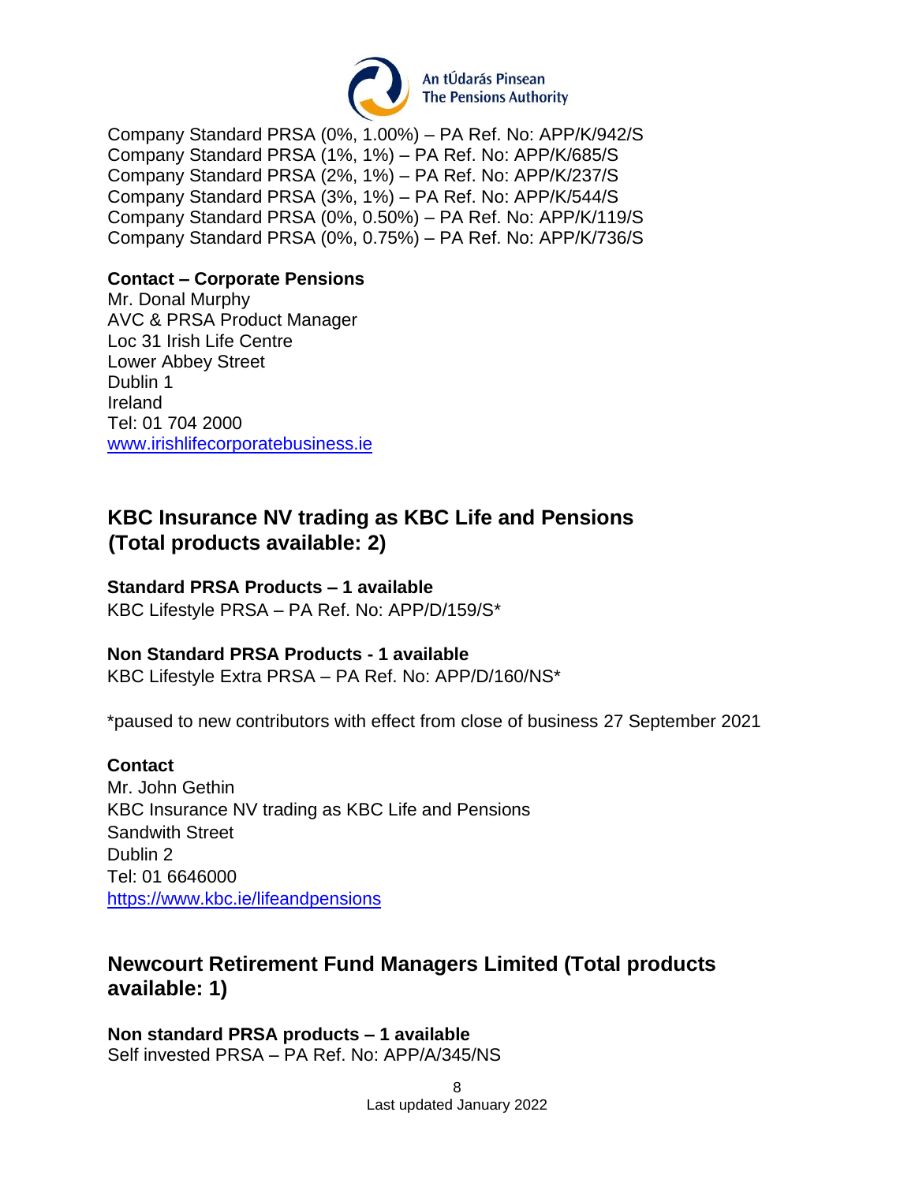Company Standard PRSA (0%, 1.00%) – PA Ref. No: APP/K/942/S
Company Standard PRSA (1%, 1%) – PA Ref. No: APP/K/685/S
Company Standard PRSA (2%, 1%) – PA Ref. No: APP/K/237/S
Company Standard PRSA (3%, 1%) – PA Ref. No: APP/K/544/S
Company Standard PRSA (0%, 0.50%) – PA Ref. No: APP/K/119/S
Company Standard PRSA (0%, 0.75%) – PA Ref. No: APP/K/736/S

**Contact – Corporate Pensions**
Mr. Donal Murphy
AVC & PRSA Product Manager
Loc 31 Irish Life Centre
Lower Abbey Street
Dublin 1
Ireland
Tel: 01 704 2000
[www.irishlifecorporatebusiness.ie](http://www.irishlifecorporatebusiness.ie)

## KBC Insurance NV trading as KBC Life and Pensions (Total products available: 2)

**Standard PRSA Products – 1 available**
KBC Lifestyle PRSA – PA Ref. No: APP/D/159/S*

**Non Standard PRSA Products - 1 available**
KBC Lifestyle Extra PRSA – PA Ref. No: APP/D/160/NS*

*paused to new contributors with effect from close of business 27 September 2021

**Contact**
Mr. John Gethin
KBC Insurance NV trading as KBC Life and Pensions
Sandwith Street
Dublin 2
Tel: 01 6646000
[https://www.kbc.ie/lifeandpensions](https://www.kbc.ie/lifeandpensions)

## Newcourt Retirement Fund Managers Limited (Total products available: 1)

**Non standard PRSA products – 1 available**
Self invested PRSA – PA Ref. No: APP/A/345/NS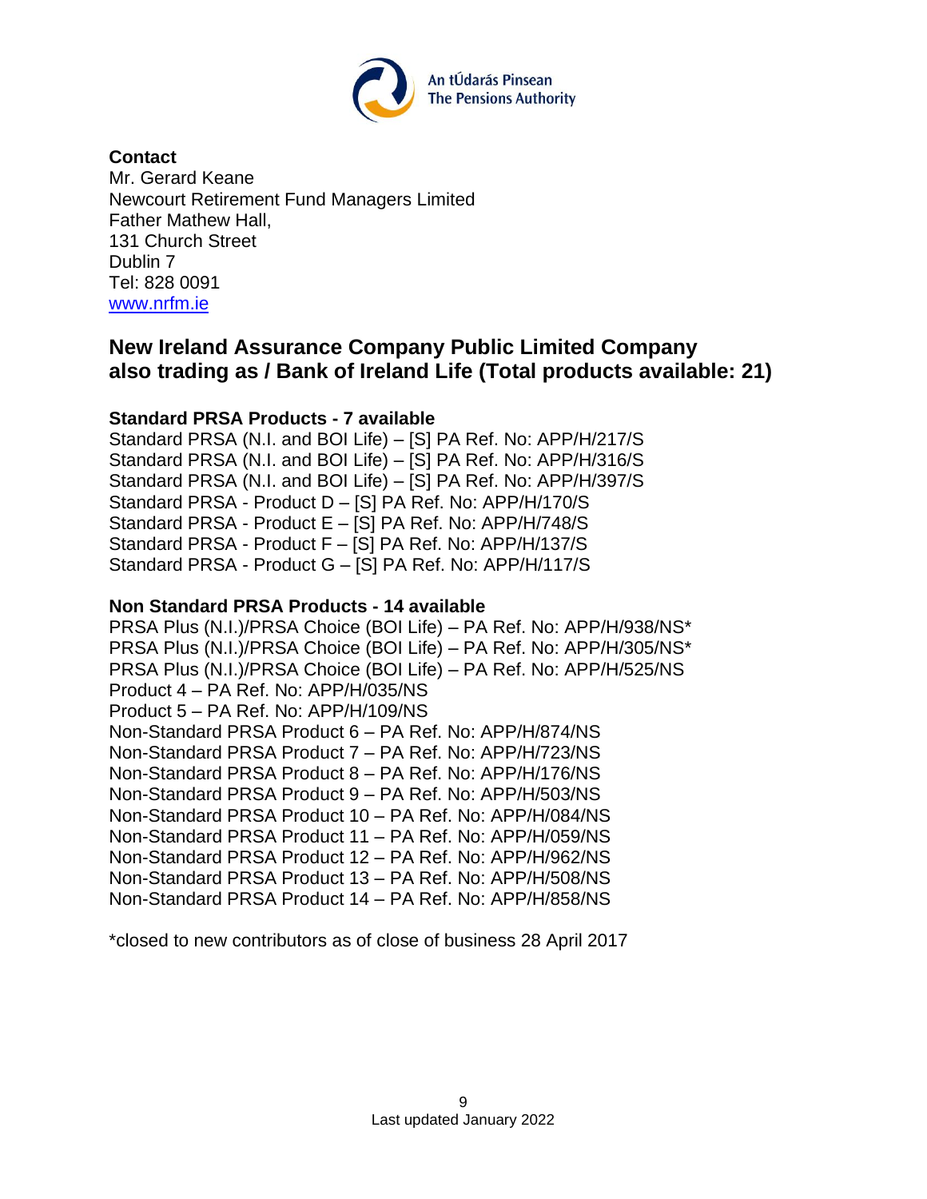**Contact**
Mr. Gerard Keane
Newcourt Retirement Fund Managers Limited
Father Mathew Hall,
131 Church Street
Dublin 7
Tel: 828 0091
[www.nrfm.ie](http://www.nrfm.ie)

## New Ireland Assurance Company Public Limited Company also trading as / Bank of Ireland Life (Total products available: 21)

**Standard PRSA Products - 7 available**

Standard PRSA (N.I. and BOI Life) – [S] PA Ref. No: APP/H/217/S
Standard PRSA (N.I. and BOI Life) – [S] PA Ref. No: APP/H/316/S
Standard PRSA (N.I. and BOI Life) – [S] PA Ref. No: APP/H/397/S
Standard PRSA - Product D – [S] PA Ref. No: APP/H/170/S
Standard PRSA - Product E – [S] PA Ref. No: APP/H/748/S
Standard PRSA - Product F – [S] PA Ref. No: APP/H/137/S
Standard PRSA - Product G – [S] PA Ref. No: APP/H/117/S

**Non Standard PRSA Products - 14 available**

PRSA Plus (N.I.)/PRSA Choice (BOI Life) – PA Ref. No: APP/H/938/NS*
PRSA Plus (N.I.)/PRSA Choice (BOI Life) – PA Ref. No: APP/H/305/NS*
PRSA Plus (N.I.)/PRSA Choice (BOI Life) – PA Ref. No: APP/H/525/NS
Product 4 – PA Ref. No: APP/H/035/NS
Product 5 – PA Ref. No: APP/H/109/NS
Non-Standard PRSA Product 6 – PA Ref. No: APP/H/874/NS
Non-Standard PRSA Product 7 – PA Ref. No: APP/H/723/NS
Non-Standard PRSA Product 8 – PA Ref. No: APP/H/176/NS
Non-Standard PRSA Product 9 – PA Ref. No: APP/H/503/NS
Non-Standard PRSA Product 10 – PA Ref. No: APP/H/084/NS
Non-Standard PRSA Product 11 – PA Ref. No: APP/H/059/NS
Non-Standard PRSA Product 12 – PA Ref. No: APP/H/962/NS
Non-Standard PRSA Product 13 – PA Ref. No: APP/H/508/NS
Non-Standard PRSA Product 14 – PA Ref. No: APP/H/858/NS

*closed to new contributors as of close of business 28 April 2017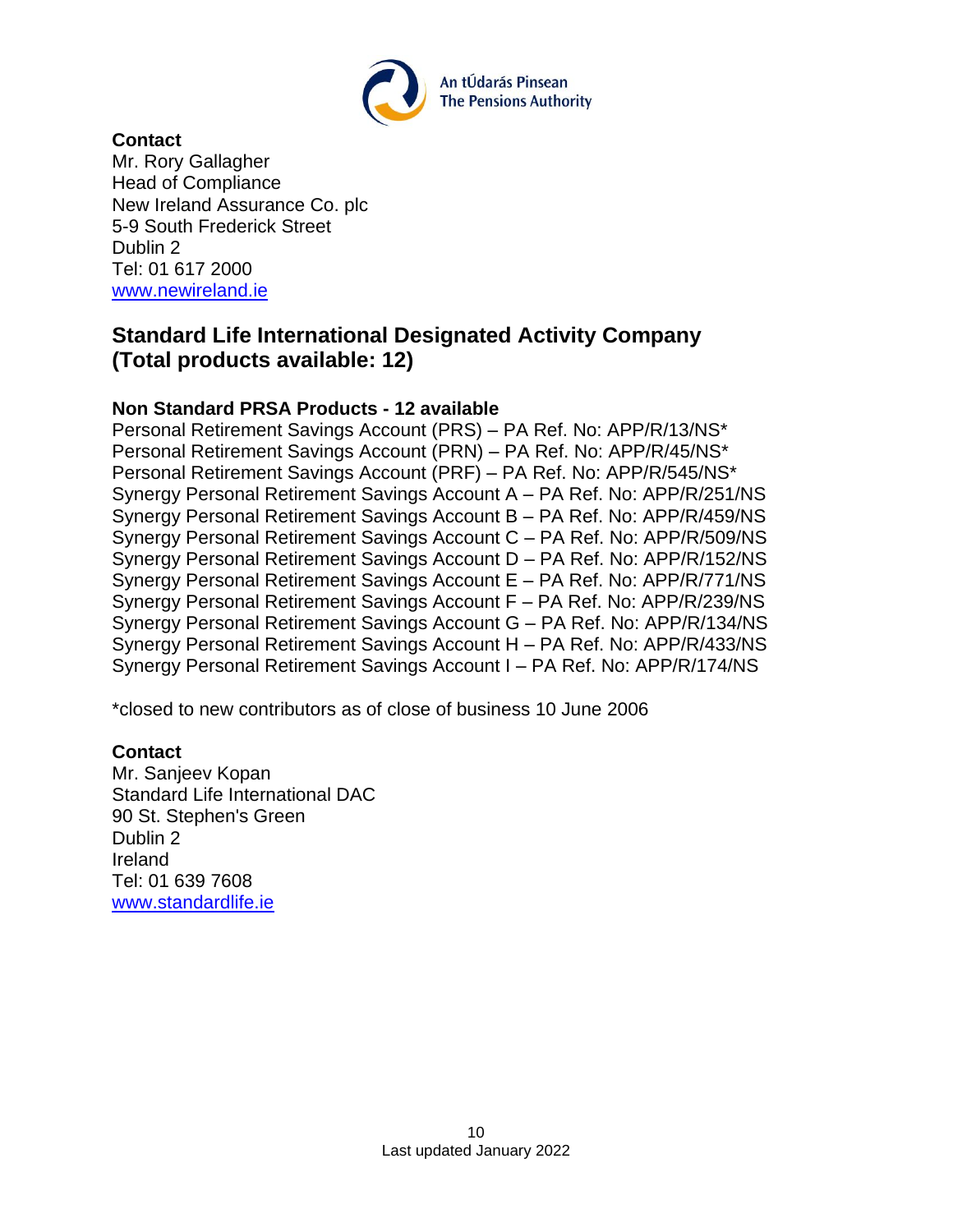**Contact**
Mr. Rory Gallagher
Head of Compliance
New Ireland Assurance Co. plc
5-9 South Frederick Street
Dublin 2
Tel: 01 617 2000
[www.newireland.ie](http://www.newireland.ie)

## Standard Life International Designated Activity Company (Total products available: 12)

**Non Standard PRSA Products - 12 available**
Personal Retirement Savings Account (PRS) – PA Ref. No: APP/R/13/NS*
Personal Retirement Savings Account (PRN) – PA Ref. No: APP/R/45/NS*
Personal Retirement Savings Account (PRF) – PA Ref. No: APP/R/545/NS*
Synergy Personal Retirement Savings Account A – PA Ref. No: APP/R/251/NS
Synergy Personal Retirement Savings Account B – PA Ref. No: APP/R/459/NS
Synergy Personal Retirement Savings Account C – PA Ref. No: APP/R/509/NS
Synergy Personal Retirement Savings Account D – PA Ref. No: APP/R/152/NS
Synergy Personal Retirement Savings Account E – PA Ref. No: APP/R/771/NS
Synergy Personal Retirement Savings Account F – PA Ref. No: APP/R/239/NS
Synergy Personal Retirement Savings Account G – PA Ref. No: APP/R/134/NS
Synergy Personal Retirement Savings Account H – PA Ref. No: APP/R/433/NS
Synergy Personal Retirement Savings Account I – PA Ref. No: APP/R/174/NS

*closed to new contributors as of close of business 10 June 2006

**Contact**
Mr. Sanjeev Kopan
Standard Life International DAC
90 St. Stephen's Green
Dublin 2
Ireland
Tel: 01 639 7608
[www.standardlife.ie](http://www.standardlife.ie)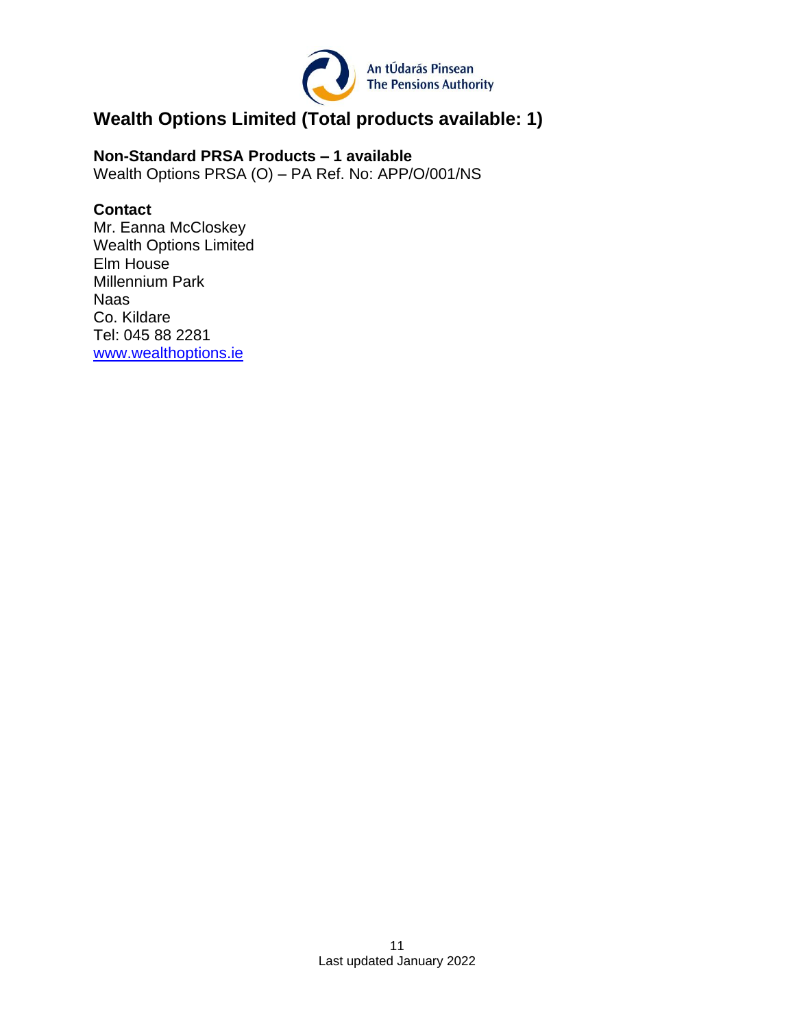## Wealth Options Limited (Total products available: 1)

**Non-Standard PRSA Products – 1 available**
Wealth Options PRSA (O) – PA Ref. No: APP/O/001/NS

**Contact**
Mr. Eanna McCloskey
Wealth Options Limited
Elm House
Millennium Park
Naas
Co. Kildare
Tel: 045 88 2281
[www.wealthoptions.ie](http://www.wealthoptions.ie)

Last updated January 2022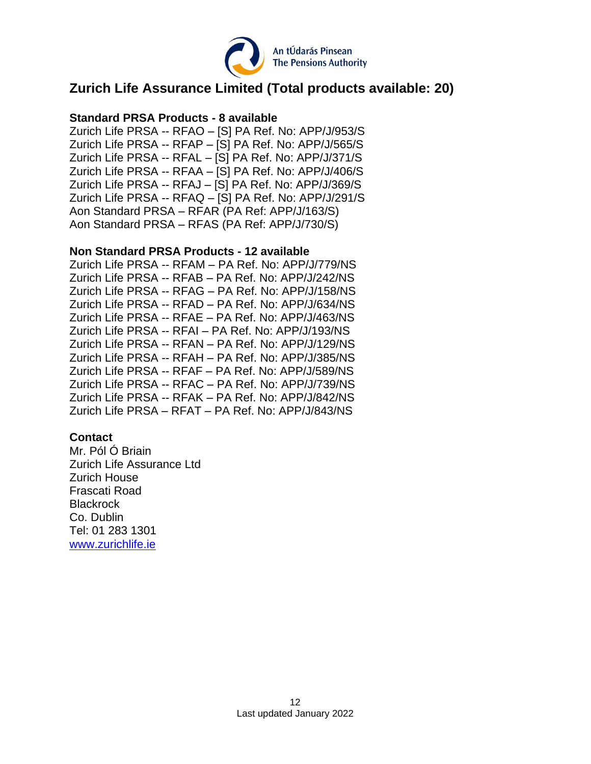## Zurich Life Assurance Limited (Total products available: 20)

**Standard PRSA Products - 8 available**

Zurich Life PRSA -- RFAO – [S] PA Ref. No: APP/J/953/S
Zurich Life PRSA -- RFAP – [S] PA Ref. No: APP/J/565/S
Zurich Life PRSA -- RFAL – [S] PA Ref. No: APP/J/371/S
Zurich Life PRSA -- RFAA – [S] PA Ref. No: APP/J/406/S
Zurich Life PRSA -- RFAJ – [S] PA Ref. No: APP/J/369/S
Zurich Life PRSA -- RFAQ – [S] PA Ref. No: APP/J/291/S
Aon Standard PRSA – RFAR (PA Ref: APP/J/163/S)
Aon Standard PRSA – RFAS (PA Ref: APP/J/730/S)

**Non Standard PRSA Products - 12 available**

Zurich Life PRSA -- RFAM – PA Ref. No: APP/J/779/NS
Zurich Life PRSA -- RFAB – PA Ref. No: APP/J/242/NS
Zurich Life PRSA -- RFAG – PA Ref. No: APP/J/158/NS
Zurich Life PRSA -- RFAD – PA Ref. No: APP/J/634/NS
Zurich Life PRSA -- RFAE – PA Ref. No: APP/J/463/NS
Zurich Life PRSA -- RFAI – PA Ref. No: APP/J/193/NS
Zurich Life PRSA -- RFAN – PA Ref. No: APP/J/129/NS
Zurich Life PRSA -- RFAH – PA Ref. No: APP/J/385/NS
Zurich Life PRSA -- RFAF – PA Ref. No: APP/J/589/NS
Zurich Life PRSA -- RFAC – PA Ref. No: APP/J/739/NS
Zurich Life PRSA -- RFAK – PA Ref. No: APP/J/842/NS
Zurich Life PRSA – RFAT – PA Ref. No: APP/J/843/NS

**Contact**

Mr. Pól Ó Briain
Zurich Life Assurance Ltd
Zurich House
Frascati Road
Blackrock
Co. Dublin
Tel: 01 283 1301
[www.zurichlife.ie](http://www.zurichlife.ie)

Last updated January 2022